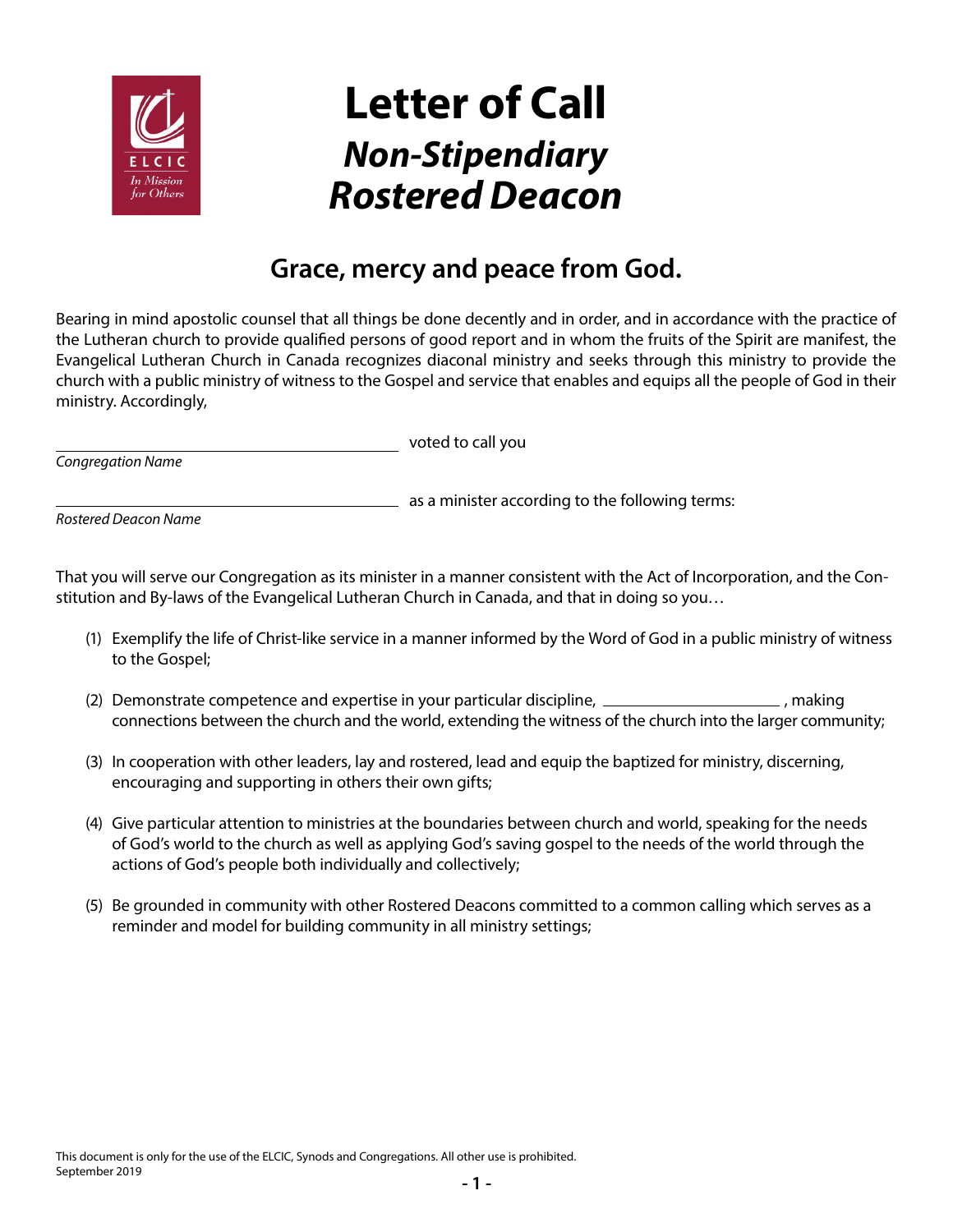# Letter of Call

## *Non-Stipendiary Rostered Deacon*

## Grace, mercy and peace from God.

Bearing in mind apostolic counsel that all things be done decently and in order, and in accordance with the practice of the Lutheran church to provide qualified persons of good report and in whom the fruits of the Spirit are manifest, the Evangelical Lutheran Church in Canada recognizes diaconal ministry and seeks through this ministry to provide the church with a public ministry of witness to the Gospel and service that enables and equips all the people of God in their ministry. Accordingly,

_______________________________________ voted to call you
*Congregation Name*

_______________________________________ as a minister according to the following terms:
*Rostered Deacon Name*

That you will serve our Congregation as its minister in a manner consistent with the Act of Incorporation, and the Constitution and By-laws of the Evangelical Lutheran Church in Canada, and that in doing so you…

(1) Exemplify the life of Christ-like service in a manner informed by the Word of God in a public ministry of witness to the Gospel;

(2) Demonstrate competence and expertise in your particular discipline, ____________________ , making connections between the church and the world, extending the witness of the church into the larger community;

(3) In cooperation with other leaders, lay and rostered, lead and equip the baptized for ministry, discerning, encouraging and supporting in others their own gifts;

(4) Give particular attention to ministries at the boundaries between church and world, speaking for the needs of God's world to the church as well as applying God's saving gospel to the needs of the world through the actions of God's people both individually and collectively;

(5) Be grounded in community with other Rostered Deacons committed to a common calling which serves as a reminder and model for building community in all ministry settings;

This document is only for the use of the ELCIC, Synods and Congregations. All other use is prohibited.
September 2019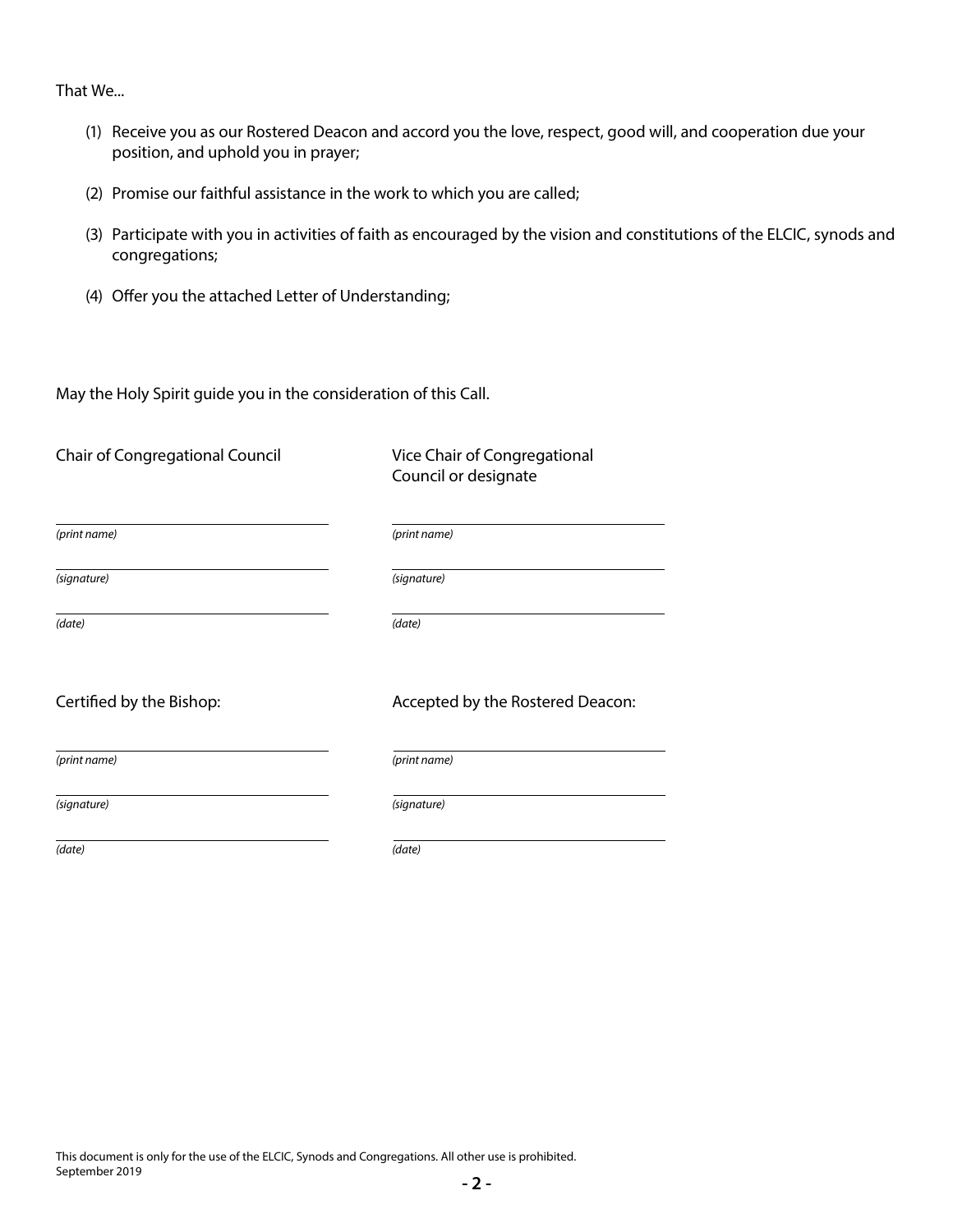That We...

(1) Receive you as our Rostered Deacon and accord you the love, respect, good will, and cooperation due your position, and uphold you in prayer;

(2) Promise our faithful assistance in the work to which you are called;

(3) Participate with you in activities of faith as encouraged by the vision and constitutions of the ELCIC, synods and congregations;

(4) Offer you the attached Letter of Understanding;

May the Holy Spirit guide you in the consideration of this Call.

| Chair of Congregational Council | Vice Chair of Congregational Council or designate |
|---|---|
| ______________________ *(print name)* | ______________________ *(print name)* |
| ______________________ *(signature)* | ______________________ *(signature)* |
| ______________________ *(date)* | ______________________ *(date)* |

| Certified by the Bishop: | Accepted by the Rostered Deacon: |
|---|---|
| ______________________ *(print name)* | ______________________ *(print name)* |
| ______________________ *(signature)* | ______________________ *(signature)* |
| ______________________ *(date)* | ______________________ *(date)* |

This document is only for the use of the ELCIC, Synods and Congregations. All other use is prohibited.
September 2019